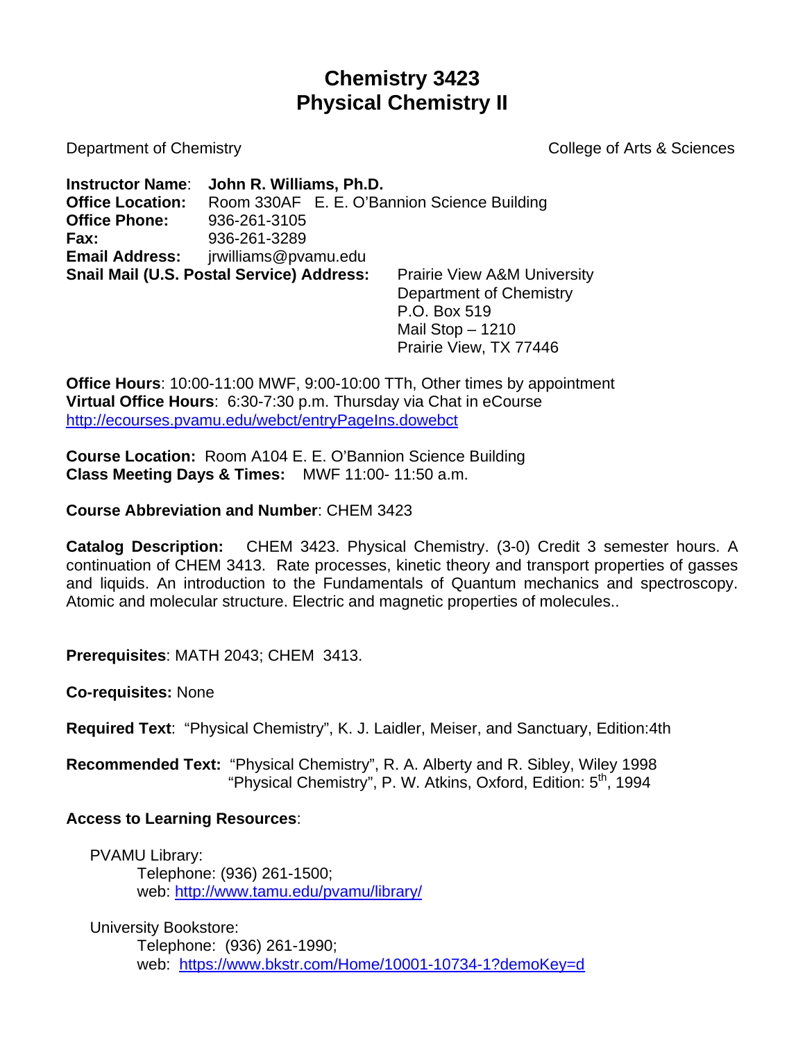# Chemistry 3423
# Physical Chemistry II

Department of Chemistry — College of Arts & Sciences

**Instructor Name**: **John R. Williams, Ph.D.**
**Office Location:** Room 330AF E. E. O'Bannion Science Building
**Office Phone:** 936-261-3105
**Fax:** 936-261-3289
**Email Address:** jrwilliams@pvamu.edu
**Snail Mail (U.S. Postal Service) Address:**
Prairie View A&M University
Department of Chemistry
P.O. Box 519
Mail Stop – 1210
Prairie View, TX 77446

**Office Hours**: 10:00-11:00 MWF, 9:00-10:00 TTh, Other times by appointment
**Virtual Office Hours**: 6:30-7:30 p.m. Thursday via Chat in eCourse
http://ecourses.pvamu.edu/webct/entryPageIns.dowebct

**Course Location:** Room A104 E. E. O'Bannion Science Building
**Class Meeting Days & Times:** MWF 11:00- 11:50 a.m.

**Course Abbreviation and Number**: CHEM 3423

**Catalog Description:** CHEM 3423. Physical Chemistry. (3-0) Credit 3 semester hours. A continuation of CHEM 3413. Rate processes, kinetic theory and transport properties of gasses and liquids. An introduction to the Fundamentals of Quantum mechanics and spectroscopy. Atomic and molecular structure. Electric and magnetic properties of molecules..

**Prerequisites**: MATH 2043; CHEM 3413.

**Co-requisites:** None

**Required Text**: "Physical Chemistry", K. J. Laidler, Meiser, and Sanctuary, Edition:4th

**Recommended Text:** "Physical Chemistry", R. A. Alberty and R. Sibley, Wiley 1998
"Physical Chemistry", P. W. Atkins, Oxford, Edition: 5th, 1994

**Access to Learning Resources**:

PVAMU Library:
Telephone: (936) 261-1500;
web: http://www.tamu.edu/pvamu/library/

University Bookstore:
Telephone: (936) 261-1990;
web: https://www.bkstr.com/Home/10001-10734-1?demoKey=d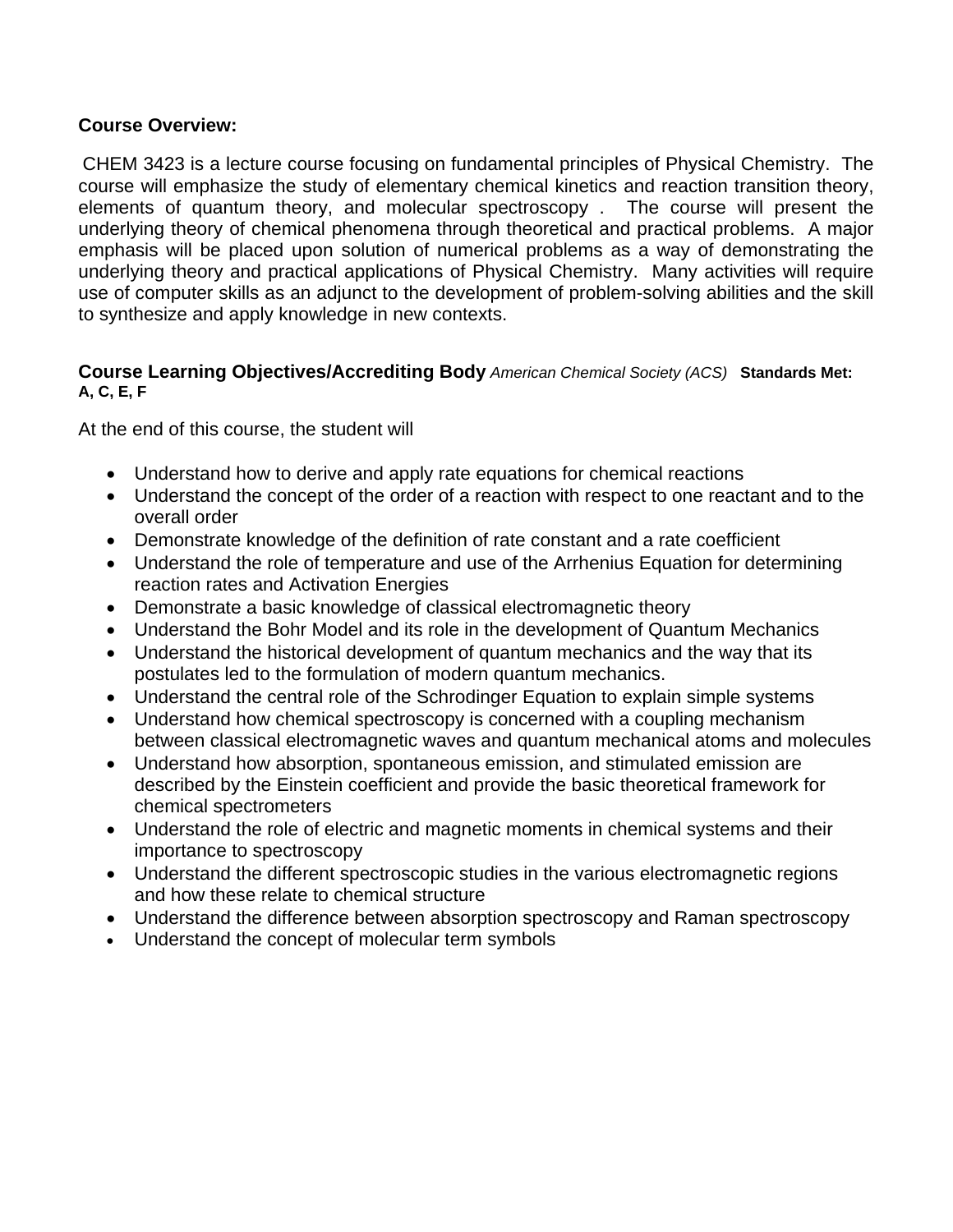**Course Overview:**

CHEM 3423 is a lecture course focusing on fundamental principles of Physical Chemistry. The course will emphasize the study of elementary chemical kinetics and reaction transition theory, elements of quantum theory, and molecular spectroscopy . The course will present the underlying theory of chemical phenomena through theoretical and practical problems. A major emphasis will be placed upon solution of numerical problems as a way of demonstrating the underlying theory and practical applications of Physical Chemistry. Many activities will require use of computer skills as an adjunct to the development of problem-solving abilities and the skill to synthesize and apply knowledge in new contexts.

**Course Learning Objectives/Accrediting Body** *American Chemical Society (ACS)* **Standards Met: A, C, E, F**

At the end of this course, the student will

- Understand how to derive and apply rate equations for chemical reactions
- Understand the concept of the order of a reaction with respect to one reactant and to the overall order
- Demonstrate knowledge of the definition of rate constant and a rate coefficient
- Understand the role of temperature and use of the Arrhenius Equation for determining reaction rates and Activation Energies
- Demonstrate a basic knowledge of classical electromagnetic theory
- Understand the Bohr Model and its role in the development of Quantum Mechanics
- Understand the historical development of quantum mechanics and the way that its postulates led to the formulation of modern quantum mechanics.
- Understand the central role of the Schrodinger Equation to explain simple systems
- Understand how chemical spectroscopy is concerned with a coupling mechanism between classical electromagnetic waves and quantum mechanical atoms and molecules
- Understand how absorption, spontaneous emission, and stimulated emission are described by the Einstein coefficient and provide the basic theoretical framework for chemical spectrometers
- Understand the role of electric and magnetic moments in chemical systems and their importance to spectroscopy
- Understand the different spectroscopic studies in the various electromagnetic regions and how these relate to chemical structure
- Understand the difference between absorption spectroscopy and Raman spectroscopy
- Understand the concept of molecular term symbols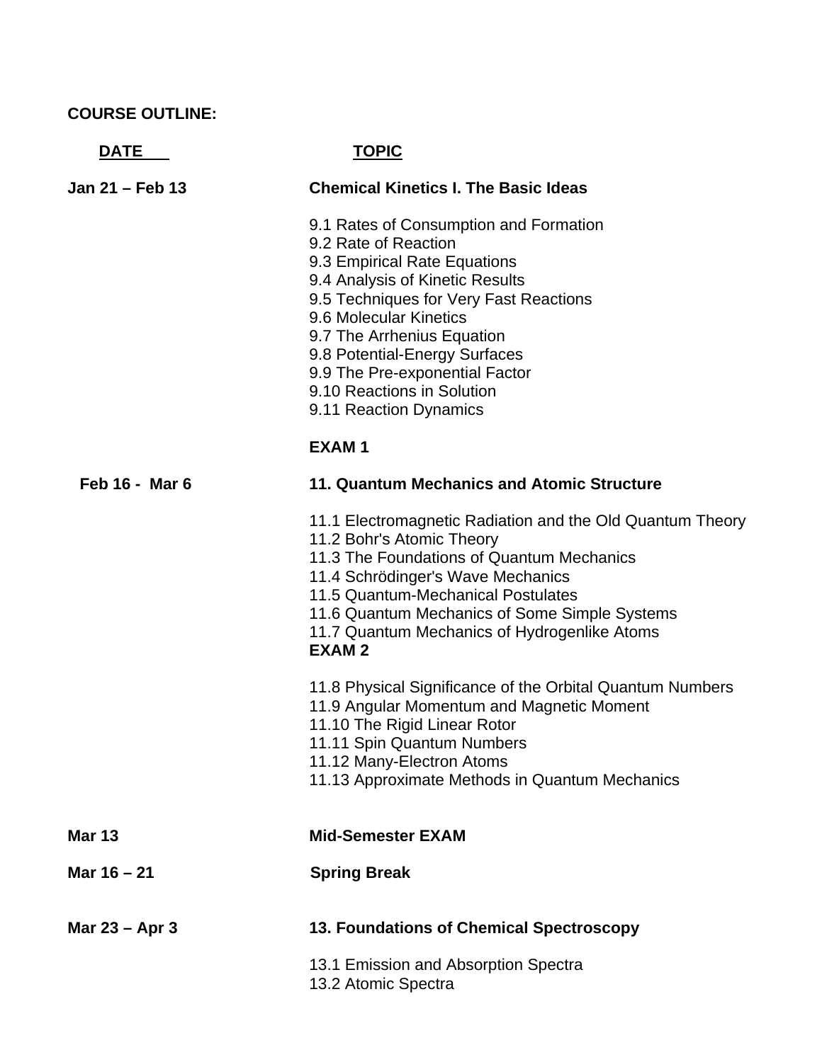**COURSE OUTLINE:**

| DATE | TOPIC |
|---|---|
| **Jan 21 – Feb 13** | **Chemical Kinetics I. The Basic Ideas** |
| | 9.1 Rates of Consumption and Formation<br>9.2 Rate of Reaction<br>9.3 Empirical Rate Equations<br>9.4 Analysis of Kinetic Results<br>9.5 Techniques for Very Fast Reactions<br>9.6 Molecular Kinetics<br>9.7 The Arrhenius Equation<br>9.8 Potential-Energy Surfaces<br>9.9 The Pre-exponential Factor<br>9.10 Reactions in Solution<br>9.11 Reaction Dynamics |
| | **EXAM 1** |
| **Feb 16 - Mar 6** | **11. Quantum Mechanics and Atomic Structure** |
| | 11.1 Electromagnetic Radiation and the Old Quantum Theory<br>11.2 Bohr's Atomic Theory<br>11.3 The Foundations of Quantum Mechanics<br>11.4 Schrödinger's Wave Mechanics<br>11.5 Quantum-Mechanical Postulates<br>11.6 Quantum Mechanics of Some Simple Systems<br>11.7 Quantum Mechanics of Hydrogenlike Atoms |
| | **EXAM 2** |
| | 11.8 Physical Significance of the Orbital Quantum Numbers<br>11.9 Angular Momentum and Magnetic Moment<br>11.10 The Rigid Linear Rotor<br>11.11 Spin Quantum Numbers<br>11.12 Many-Electron Atoms<br>11.13 Approximate Methods in Quantum Mechanics |
| **Mar 13** | **Mid-Semester EXAM** |
| **Mar 16 – 21** | **Spring Break** |
| **Mar 23 – Apr 3** | **13. Foundations of Chemical Spectroscopy** |
| | 13.1 Emission and Absorption Spectra<br>13.2 Atomic Spectra |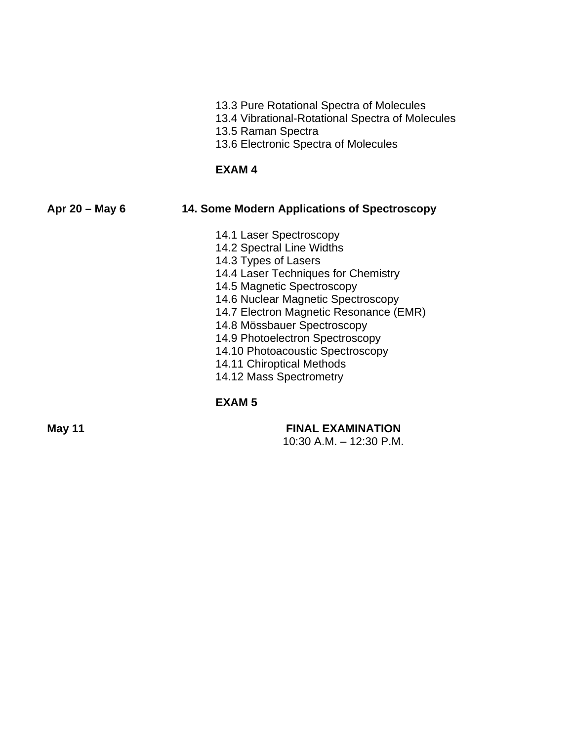13.3 Pure Rotational Spectra of Molecules
13.4 Vibrational-Rotational Spectra of Molecules
13.5 Raman Spectra
13.6 Electronic Spectra of Molecules

**EXAM 4**

**Apr 20 – May 6** **14. Some Modern Applications of Spectroscopy**

14.1 Laser Spectroscopy
14.2 Spectral Line Widths
14.3 Types of Lasers
14.4 Laser Techniques for Chemistry
14.5 Magnetic Spectroscopy
14.6 Nuclear Magnetic Spectroscopy
14.7 Electron Magnetic Resonance (EMR)
14.8 Mössbauer Spectroscopy
14.9 Photoelectron Spectroscopy
14.10 Photoacoustic Spectroscopy
14.11 Chiroptical Methods
14.12 Mass Spectrometry

**EXAM 5**

**May 11** **FINAL EXAMINATION**
10:30 A.M. – 12:30 P.M.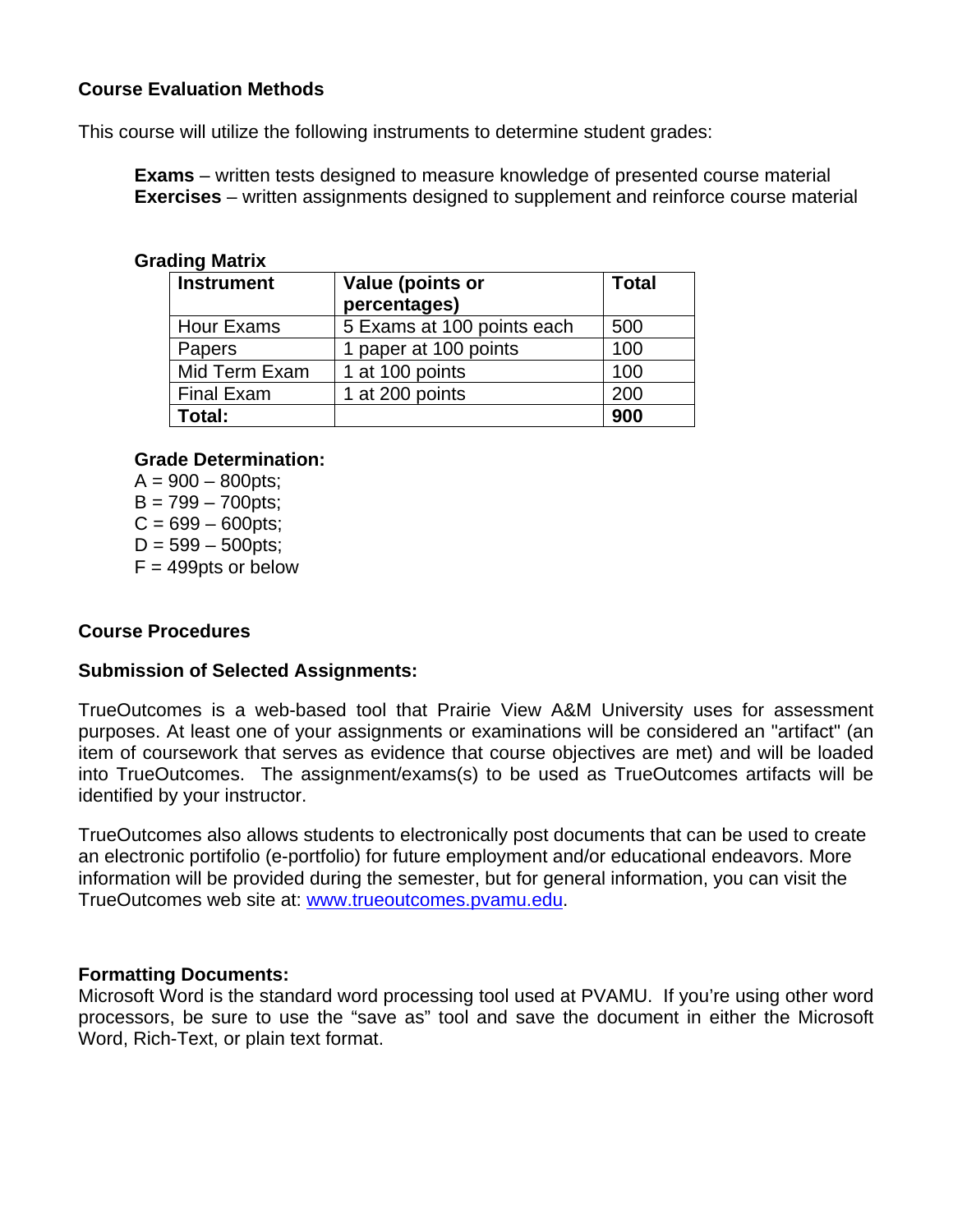### Course Evaluation Methods

This course will utilize the following instruments to determine student grades:

**Exams** – written tests designed to measure knowledge of presented course material
**Exercises** – written assignments designed to supplement and reinforce course material

**Grading Matrix**

| Instrument | Value (points or percentages) | Total |
|---|---|---|
| Hour Exams | 5 Exams at 100 points each | 500 |
| Papers | 1 paper at 100 points | 100 |
| Mid Term Exam | 1 at 100 points | 100 |
| Final Exam | 1 at 200 points | 200 |
| **Total:** | | **900** |

**Grade Determination:**

A = 900 – 800pts;
B = 799 – 700pts;
C = 699 – 600pts;
D = 599 – 500pts;
F = 499pts or below

### Course Procedures

#### Submission of Selected Assignments:

TrueOutcomes is a web-based tool that Prairie View A&M University uses for assessment purposes. At least one of your assignments or examinations will be considered an "artifact" (an item of coursework that serves as evidence that course objectives are met) and will be loaded into TrueOutcomes. The assignment/exams(s) to be used as TrueOutcomes artifacts will be identified by your instructor.

TrueOutcomes also allows students to electronically post documents that can be used to create an electronic portifolio (e-portfolio) for future employment and/or educational endeavors. More information will be provided during the semester, but for general information, you can visit the TrueOutcomes web site at: [www.trueoutcomes.pvamu.edu](http://www.trueoutcomes.pvamu.edu).

#### Formatting Documents:

Microsoft Word is the standard word processing tool used at PVAMU. If you're using other word processors, be sure to use the "save as" tool and save the document in either the Microsoft Word, Rich-Text, or plain text format.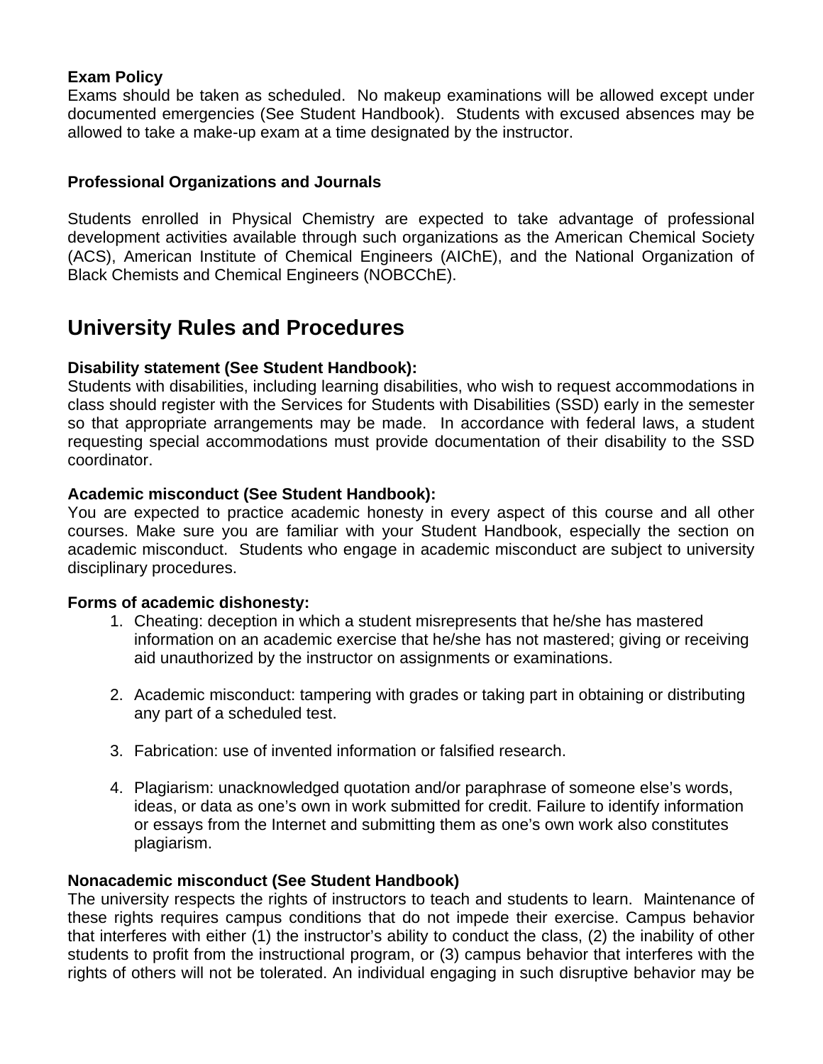**Exam Policy**

Exams should be taken as scheduled. No makeup examinations will be allowed except under documented emergencies (See Student Handbook). Students with excused absences may be allowed to take a make-up exam at a time designated by the instructor.

**Professional Organizations and Journals**

Students enrolled in Physical Chemistry are expected to take advantage of professional development activities available through such organizations as the American Chemical Society (ACS), American Institute of Chemical Engineers (AIChE), and the National Organization of Black Chemists and Chemical Engineers (NOBCChE).

## University Rules and Procedures

**Disability statement (See Student Handbook):**

Students with disabilities, including learning disabilities, who wish to request accommodations in class should register with the Services for Students with Disabilities (SSD) early in the semester so that appropriate arrangements may be made. In accordance with federal laws, a student requesting special accommodations must provide documentation of their disability to the SSD coordinator.

**Academic misconduct (See Student Handbook):**

You are expected to practice academic honesty in every aspect of this course and all other courses. Make sure you are familiar with your Student Handbook, especially the section on academic misconduct. Students who engage in academic misconduct are subject to university disciplinary procedures.

**Forms of academic dishonesty:**

1. Cheating: deception in which a student misrepresents that he/she has mastered information on an academic exercise that he/she has not mastered; giving or receiving aid unauthorized by the instructor on assignments or examinations.

2. Academic misconduct: tampering with grades or taking part in obtaining or distributing any part of a scheduled test.

3. Fabrication: use of invented information or falsified research.

4. Plagiarism: unacknowledged quotation and/or paraphrase of someone else's words, ideas, or data as one's own in work submitted for credit. Failure to identify information or essays from the Internet and submitting them as one's own work also constitutes plagiarism.

**Nonacademic misconduct (See Student Handbook)**

The university respects the rights of instructors to teach and students to learn. Maintenance of these rights requires campus conditions that do not impede their exercise. Campus behavior that interferes with either (1) the instructor's ability to conduct the class, (2) the inability of other students to profit from the instructional program, or (3) campus behavior that interferes with the rights of others will not be tolerated. An individual engaging in such disruptive behavior may be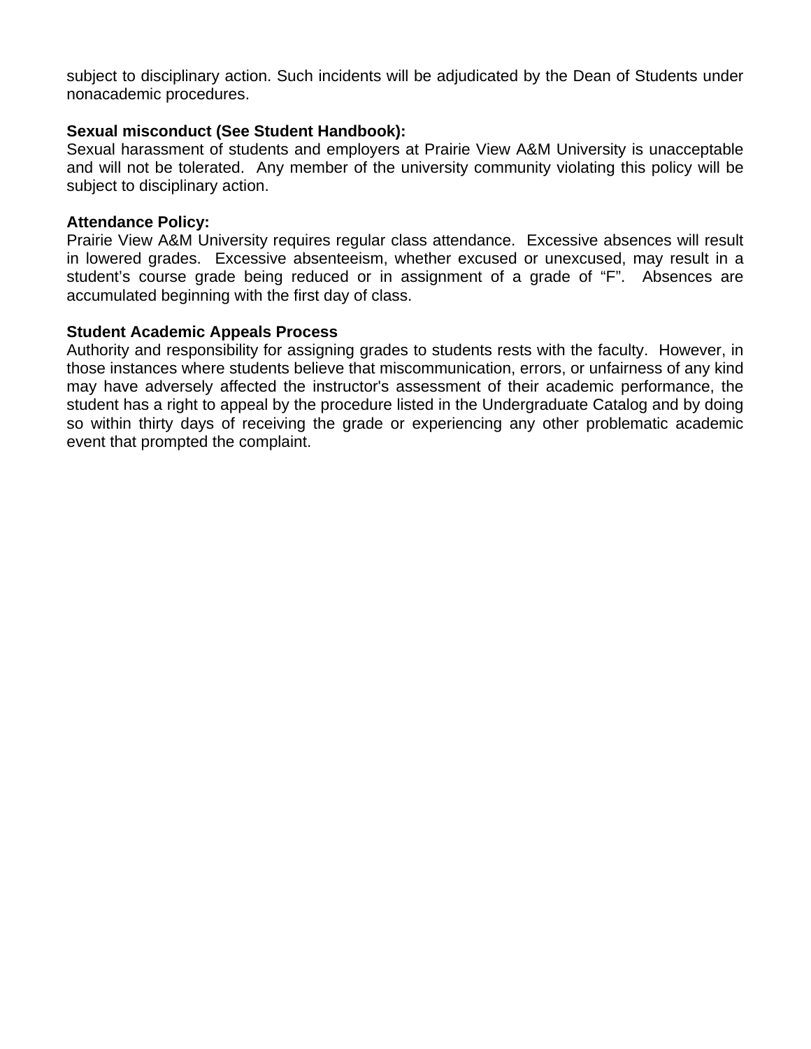subject to disciplinary action. Such incidents will be adjudicated by the Dean of Students under nonacademic procedures.

**Sexual misconduct (See Student Handbook):**
Sexual harassment of students and employers at Prairie View A&M University is unacceptable and will not be tolerated. Any member of the university community violating this policy will be subject to disciplinary action.

**Attendance Policy:**
Prairie View A&M University requires regular class attendance. Excessive absences will result in lowered grades. Excessive absenteeism, whether excused or unexcused, may result in a student's course grade being reduced or in assignment of a grade of "F". Absences are accumulated beginning with the first day of class.

**Student Academic Appeals Process**
Authority and responsibility for assigning grades to students rests with the faculty. However, in those instances where students believe that miscommunication, errors, or unfairness of any kind may have adversely affected the instructor's assessment of their academic performance, the student has a right to appeal by the procedure listed in the Undergraduate Catalog and by doing so within thirty days of receiving the grade or experiencing any other problematic academic event that prompted the complaint.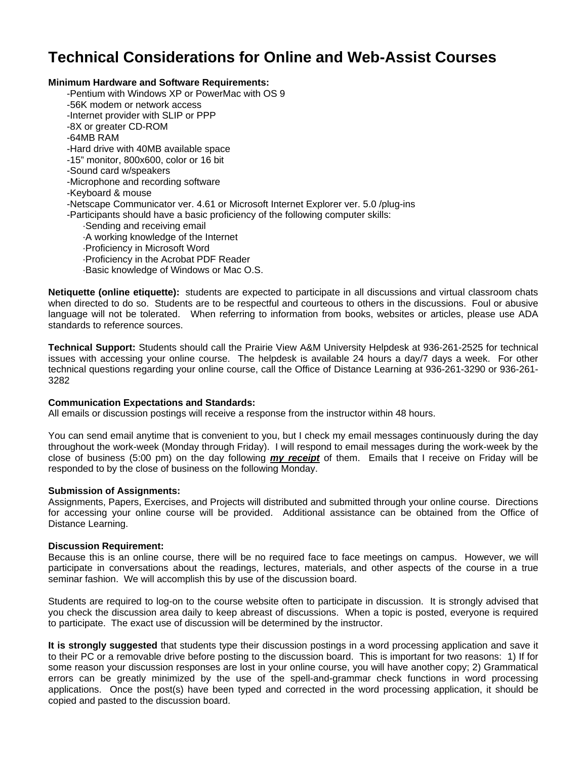# Technical Considerations for Online and Web-Assist Courses

**Minimum Hardware and Software Requirements:**

- -Pentium with Windows XP or PowerMac with OS 9
- -56K modem or network access
- -Internet provider with SLIP or PPP
- -8X or greater CD-ROM
- -64MB RAM
- -Hard drive with 40MB available space
- -15" monitor, 800x600, color or 16 bit
- -Sound card w/speakers
- -Microphone and recording software
- -Keyboard & mouse
- -Netscape Communicator ver. 4.61 or Microsoft Internet Explorer ver. 5.0 /plug-ins
- -Participants should have a basic proficiency of the following computer skills:
  - ·Sending and receiving email
  - ·A working knowledge of the Internet
  - ·Proficiency in Microsoft Word
  - ·Proficiency in the Acrobat PDF Reader
  - ·Basic knowledge of Windows or Mac O.S.

**Netiquette (online etiquette):** students are expected to participate in all discussions and virtual classroom chats when directed to do so. Students are to be respectful and courteous to others in the discussions. Foul or abusive language will not be tolerated. When referring to information from books, websites or articles, please use ADA standards to reference sources.

**Technical Support:** Students should call the Prairie View A&M University Helpdesk at 936-261-2525 for technical issues with accessing your online course. The helpdesk is available 24 hours a day/7 days a week. For other technical questions regarding your online course, call the Office of Distance Learning at 936-261-3290 or 936-261-3282

**Communication Expectations and Standards:**
All emails or discussion postings will receive a response from the instructor within 48 hours.

You can send email anytime that is convenient to you, but I check my email messages continuously during the day throughout the work-week (Monday through Friday). I will respond to email messages during the work-week by the close of business (5:00 pm) on the day following ***my receipt*** of them. Emails that I receive on Friday will be responded to by the close of business on the following Monday.

**Submission of Assignments:**
Assignments, Papers, Exercises, and Projects will distributed and submitted through your online course. Directions for accessing your online course will be provided. Additional assistance can be obtained from the Office of Distance Learning.

**Discussion Requirement:**
Because this is an online course, there will be no required face to face meetings on campus. However, we will participate in conversations about the readings, lectures, materials, and other aspects of the course in a true seminar fashion. We will accomplish this by use of the discussion board.

Students are required to log-on to the course website often to participate in discussion. It is strongly advised that you check the discussion area daily to keep abreast of discussions. When a topic is posted, everyone is required to participate. The exact use of discussion will be determined by the instructor.

**It is strongly suggested** that students type their discussion postings in a word processing application and save it to their PC or a removable drive before posting to the discussion board. This is important for two reasons: 1) If for some reason your discussion responses are lost in your online course, you will have another copy; 2) Grammatical errors can be greatly minimized by the use of the spell-and-grammar check functions in word processing applications. Once the post(s) have been typed and corrected in the word processing application, it should be copied and pasted to the discussion board.